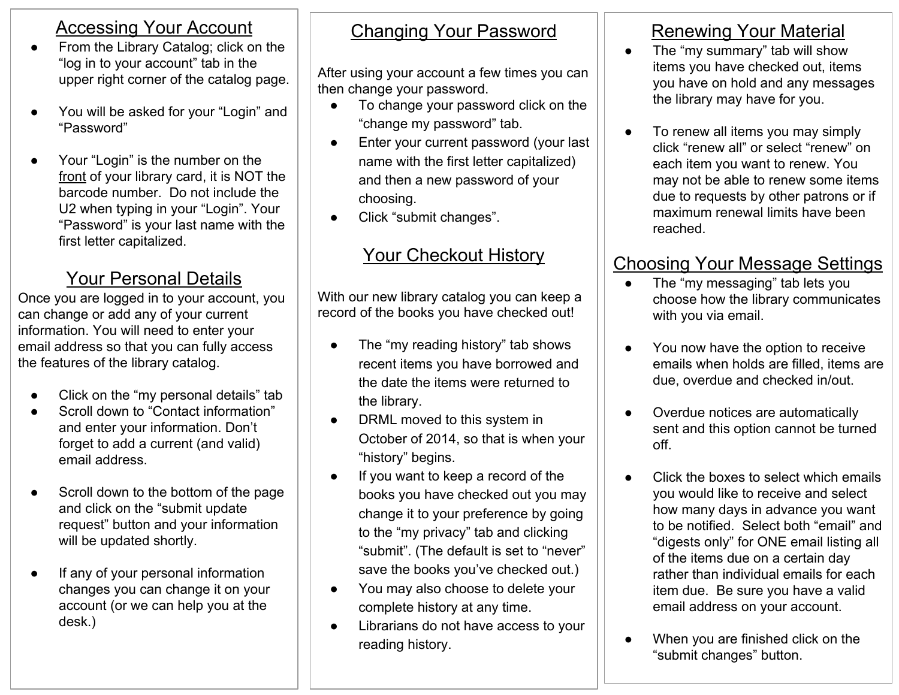## Accessing Your Account

- From the Library Catalog; click on the "log in to your account" tab in the upper right corner of the catalog page.
- You will be asked for your "Login" and "Password"
- Your "Login" is the number on the front of your library card, it is NOT the barcode number. Do not include the U2 when typing in your "Login". Your "Password" is your last name with the first letter capitalized.

## Your Personal Details

Once you are logged in to your account, you can change or add any of your current information. You will need to enter your email address so that you can fully access the features of the library catalog.

- Click on the "my personal details" tab
- Scroll down to "Contact information" and enter your information. Don't forget to add a current (and valid) email address.
- Scroll down to the bottom of the page and click on the "submit update request" button and your information will be updated shortly.
- If any of your personal information changes you can change it on your account (or we can help you at the desk.)

## Changing Your Password

After using your account a few times you can then change your password.

- To change your password click on the "change my password" tab.
- Enter your current password (your last name with the first letter capitalized) and then a new password of your choosing.
- Click "submit changes".

## Your Checkout History

With our new library catalog you can keep a record of the books you have checked out!

- The "my reading history" tab shows recent items you have borrowed and the date the items were returned to the library.
- DRML moved to this system in October of 2014, so that is when your "history" begins.
- If you want to keep a record of the books you have checked out you may change it to your preference by going to the "my privacy" tab and clicking "submit". (The default is set to "never" save the books you've checked out.)
- You may also choose to delete your complete history at any time.
- Librarians do not have access to your reading history.

## Renewing Your Material

- The "my summary" tab will show items you have checked out, items you have on hold and any messages the library may have for you.
- To renew all items you may simply click "renew all" or select "renew" on each item you want to renew. You may not be able to renew some items due to requests by other patrons or if maximum renewal limits have been reached.

## Choosing Your Message Settings

- The "my messaging" tab lets you choose how the library communicates with you via email.
- You now have the option to receive emails when holds are filled, items are due, overdue and checked in/out.
- Overdue notices are automatically sent and this option cannot be turned off.
- Click the boxes to select which emails you would like to receive and select how many days in advance you want to be notified. Select both "email" and "digests only" for ONE email listing all of the items due on a certain day rather than individual emails for each item due. Be sure you have a valid email address on your account.
- When you are finished click on the "submit changes" button.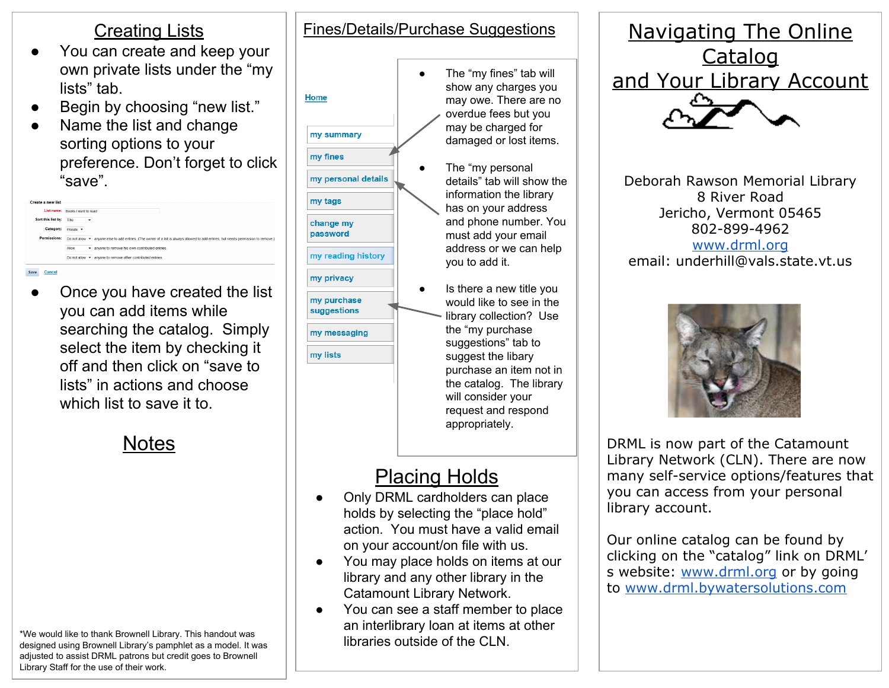## Creating Lists

- You can create and keep your own private lists under the "my lists" tab.
- Begin by choosing "new list."
- Name the list and change sorting options to your preference. Don't forget to click "save".

Create a new list

List name: Books I want to read

Sort this list by: Title

Category: Private

Permissions: Do not allow — anyone else to add entries. (The owner of a list is always allowed to add entries, but needs permission to remove.)

Allow — anyone to remove his own contributed entries.

Do not allow — anyone to remove other contributed entries.

Save Cancel

- Once you have created the list you can add items while searching the catalog. Simply select the item by checking it off and then click on "save to lists" in actions and choose which list to save it to.

## Notes

*We would like to thank Brownell Library. This handout was designed using Brownell Library's pamphlet as a model. It was adjusted to assist DRML patrons but credit goes to Brownell Library Staff for the use of their work.

## Fines/Details/Purchase Suggestions

Home

- my summary
- my fines
- my personal details
- my tags
- change my password
- my reading history
- my privacy
- my purchase suggestions
- my messaging
- my lists

- The "my fines" tab will show any charges you may owe. There are no overdue fees but you may be charged for damaged or lost items.
- The "my personal details" tab will show the information the library has on your address and phone number. You must add your email address or we can help you to add it.
- Is there a new title you would like to see in the library collection? Use the "my purchase suggestions" tab to suggest the library purchase an item not in the catalog. The library will consider your request and respond appropriately.

## Placing Holds

- Only DRML cardholders can place holds by selecting the "place hold" action. You must have a valid email on your account/on file with us.
- You may place holds on items at our library and any other library in the Catamount Library Network.
- You can see a staff member to place an interlibrary loan at items at other libraries outside of the CLN.

# Navigating The Online Catalog and Your Library Account

Deborah Rawson Memorial Library
8 River Road
Jericho, Vermont 05465
802-899-4962
www.drml.org
email: underhill@vals.state.vt.us

DRML is now part of the Catamount Library Network (CLN). There are now many self-service options/features that you can access from your personal library account.

Our online catalog can be found by clicking on the "catalog" link on DRML's website: www.drml.org or by going to www.drml.bywatersolutions.com